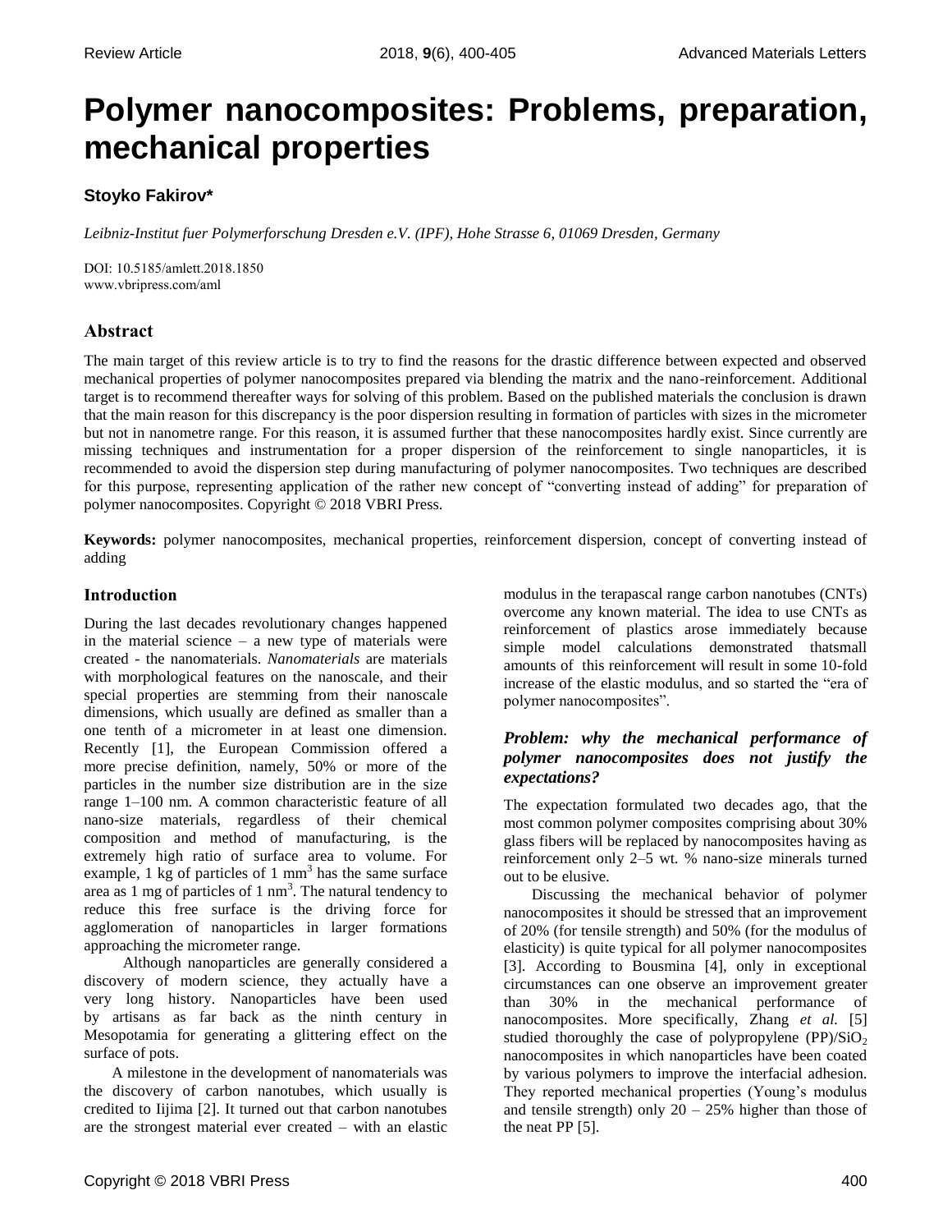# Polymer nanocomposites: Problems, preparation, mechanical properties

**Stoyko Fakirov***

*Leibniz-Institut fuer Polymerforschung Dresden e.V. (IPF), Hohe Strasse 6, 01069 Dresden, Germany*

DOI: 10.5185/amlett.2018.1850
www.vbripress.com/aml

## Abstract

The main target of this review article is to try to find the reasons for the drastic difference between expected and observed mechanical properties of polymer nanocomposites prepared via blending the matrix and the nano-reinforcement. Additional target is to recommend thereafter ways for solving of this problem. Based on the published materials the conclusion is drawn that the main reason for this discrepancy is the poor dispersion resulting in formation of particles with sizes in the micrometer but not in nanometre range. For this reason, it is assumed further that these nanocomposites hardly exist. Since currently are missing techniques and instrumentation for a proper dispersion of the reinforcement to single nanoparticles, it is recommended to avoid the dispersion step during manufacturing of polymer nanocomposites. Two techniques are described for this purpose, representing application of the rather new concept of "converting instead of adding" for preparation of polymer nanocomposites. Copyright © 2018 VBRI Press.

**Keywords:** polymer nanocomposites, mechanical properties, reinforcement dispersion, concept of converting instead of adding

## Introduction

During the last decades revolutionary changes happened in the material science – a new type of materials were created - the nanomaterials. *Nanomaterials* are materials with morphological features on the nanoscale, and their special properties are stemming from their nanoscale dimensions, which usually are defined as smaller than a one tenth of a micrometer in at least one dimension. Recently [1], the European Commission offered a more precise definition, namely, 50% or more of the particles in the number size distribution are in the size range 1–100 nm. A common characteristic feature of all nano-size materials, regardless of their chemical composition and method of manufacturing, is the extremely high ratio of surface area to volume. For example, 1 kg of particles of 1 $mm^3$ has the same surface area as 1 mg of particles of 1 $nm^3$. The natural tendency to reduce this free surface is the driving force for agglomeration of nanoparticles in larger formations approaching the micrometer range.

Although nanoparticles are generally considered a discovery of modern science, they actually have a very long history. Nanoparticles have been used by artisans as far back as the ninth century in Mesopotamia for generating a glittering effect on the surface of pots.

A milestone in the development of nanomaterials was the discovery of carbon nanotubes, which usually is credited to Iijima [2]. It turned out that carbon nanotubes are the strongest material ever created – with an elastic modulus in the terapascal range carbon nanotubes (CNTs) overcome any known material. The idea to use CNTs as reinforcement of plastics arose immediately because simple model calculations demonstrated thatsmall amounts of this reinforcement will result in some 10-fold increase of the elastic modulus, and so started the "era of polymer nanocomposites".

### *Problem: why the mechanical performance of polymer nanocomposites does not justify the expectations?*

The expectation formulated two decades ago, that the most common polymer composites comprising about 30% glass fibers will be replaced by nanocomposites having as reinforcement only 2–5 wt. % nano-size minerals turned out to be elusive.

Discussing the mechanical behavior of polymer nanocomposites it should be stressed that an improvement of 20% (for tensile strength) and 50% (for the modulus of elasticity) is quite typical for all polymer nanocomposites [3]. According to Bousmina [4], only in exceptional circumstances can one observe an improvement greater than 30% in the mechanical performance of nanocomposites. More specifically, Zhang *et al.* [5] studied thoroughly the case of polypropylene (PP)/$SiO_2$ nanocomposites in which nanoparticles have been coated by various polymers to improve the interfacial adhesion. They reported mechanical properties (Young's modulus and tensile strength) only 20 – 25% higher than those of the neat PP [5].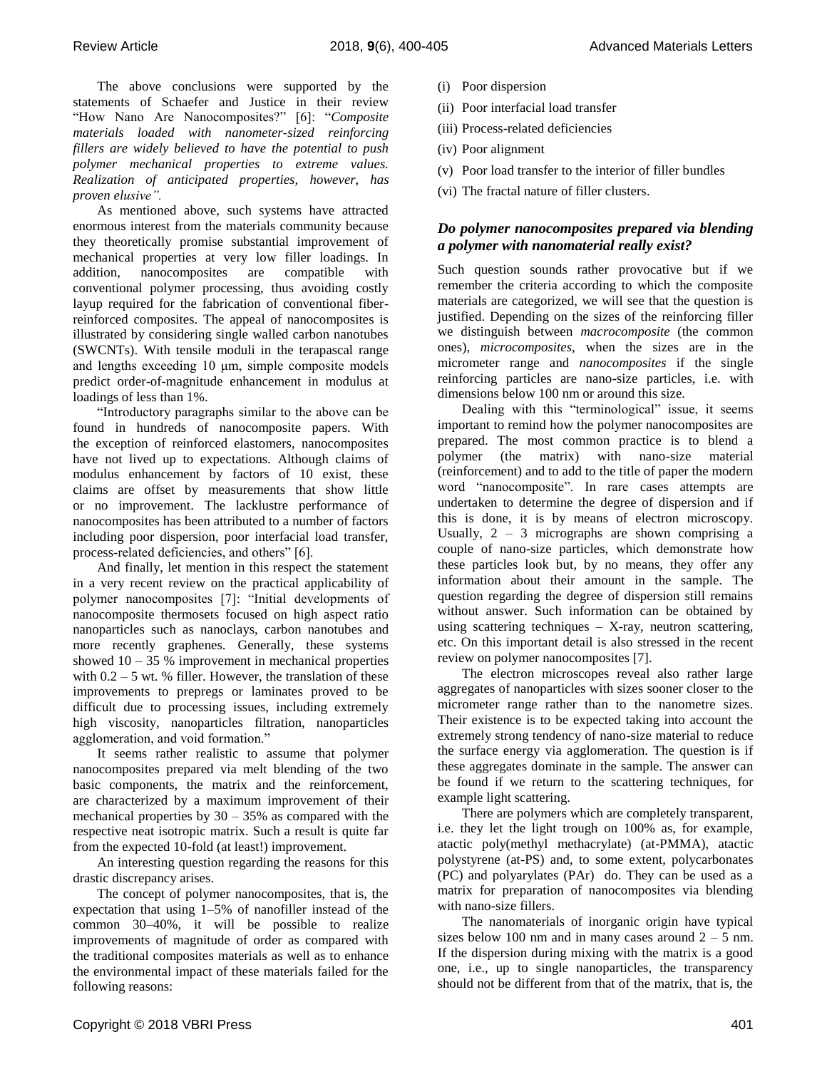The above conclusions were supported by the statements of Schaefer and Justice in their review "How Nano Are Nanocomposites?" [6]: "*Composite materials loaded with nanometer-sized reinforcing fillers are widely believed to have the potential to push polymer mechanical properties to extreme values. Realization of anticipated properties, however, has proven elusive".*

As mentioned above, such systems have attracted enormous interest from the materials community because they theoretically promise substantial improvement of mechanical properties at very low filler loadings. In addition, nanocomposites are compatible with conventional polymer processing, thus avoiding costly layup required for the fabrication of conventional fiber-reinforced composites. The appeal of nanocomposites is illustrated by considering single walled carbon nanotubes (SWCNTs). With tensile moduli in the terapascal range and lengths exceeding 10 μm, simple composite models predict order-of-magnitude enhancement in modulus at loadings of less than 1%.

"Introductory paragraphs similar to the above can be found in hundreds of nanocomposite papers. With the exception of reinforced elastomers, nanocomposites have not lived up to expectations. Although claims of modulus enhancement by factors of 10 exist, these claims are offset by measurements that show little or no improvement. The lacklustre performance of nanocomposites has been attributed to a number of factors including poor dispersion, poor interfacial load transfer, process-related deficiencies, and others" [6].

And finally, let mention in this respect the statement in a very recent review on the practical applicability of polymer nanocomposites [7]: "Initial developments of nanocomposite thermosets focused on high aspect ratio nanoparticles such as nanoclays, carbon nanotubes and more recently graphenes. Generally, these systems showed 10 – 35 % improvement in mechanical properties with 0.2 – 5 wt. % filler. However, the translation of these improvements to prepregs or laminates proved to be difficult due to processing issues, including extremely high viscosity, nanoparticles filtration, nanoparticles agglomeration, and void formation."

It seems rather realistic to assume that polymer nanocomposites prepared via melt blending of the two basic components, the matrix and the reinforcement, are characterized by a maximum improvement of their mechanical properties by 30 – 35% as compared with the respective neat isotropic matrix. Such a result is quite far from the expected 10-fold (at least!) improvement.

An interesting question regarding the reasons for this drastic discrepancy arises.

The concept of polymer nanocomposites, that is, the expectation that using 1–5% of nanofiller instead of the common 30–40%, it will be possible to realize improvements of magnitude of order as compared with the traditional composites materials as well as to enhance the environmental impact of these materials failed for the following reasons:

(i) Poor dispersion
(ii) Poor interfacial load transfer
(iii) Process-related deficiencies
(iv) Poor alignment
(v) Poor load transfer to the interior of filler bundles
(vi) The fractal nature of filler clusters.

### *Do polymer nanocomposites prepared via blending a polymer with nanomaterial really exist?*

Such question sounds rather provocative but if we remember the criteria according to which the composite materials are categorized, we will see that the question is justified. Depending on the sizes of the reinforcing filler we distinguish between *macrocomposite* (the common ones), *microcomposites*, when the sizes are in the micrometer range and *nanocomposites* if the single reinforcing particles are nano-size particles, i.e. with dimensions below 100 nm or around this size.

Dealing with this "terminological" issue, it seems important to remind how the polymer nanocomposites are prepared. The most common practice is to blend a polymer (the matrix) with nano-size material (reinforcement) and to add to the title of paper the modern word "nanocomposite". In rare cases attempts are undertaken to determine the degree of dispersion and if this is done, it is by means of electron microscopy. Usually, 2 – 3 micrographs are shown comprising a couple of nano-size particles, which demonstrate how these particles look but, by no means, they offer any information about their amount in the sample. The question regarding the degree of dispersion still remains without answer. Such information can be obtained by using scattering techniques – X-ray, neutron scattering, etc. On this important detail is also stressed in the recent review on polymer nanocomposites [7].

The electron microscopes reveal also rather large aggregates of nanoparticles with sizes sooner closer to the micrometer range rather than to the nanometre sizes. Their existence is to be expected taking into account the extremely strong tendency of nano-size material to reduce the surface energy via agglomeration. The question is if these aggregates dominate in the sample. The answer can be found if we return to the scattering techniques, for example light scattering.

There are polymers which are completely transparent, i.e. they let the light trough on 100% as, for example, atactic poly(methyl methacrylate) (at-PMMA), atactic polystyrene (at-PS) and, to some extent, polycarbonates (PC) and polyarylates (PAr) do. They can be used as a matrix for preparation of nanocomposites via blending with nano-size fillers.

The nanomaterials of inorganic origin have typical sizes below 100 nm and in many cases around 2 – 5 nm. If the dispersion during mixing with the matrix is a good one, i.e., up to single nanoparticles, the transparency should not be different from that of the matrix, that is, the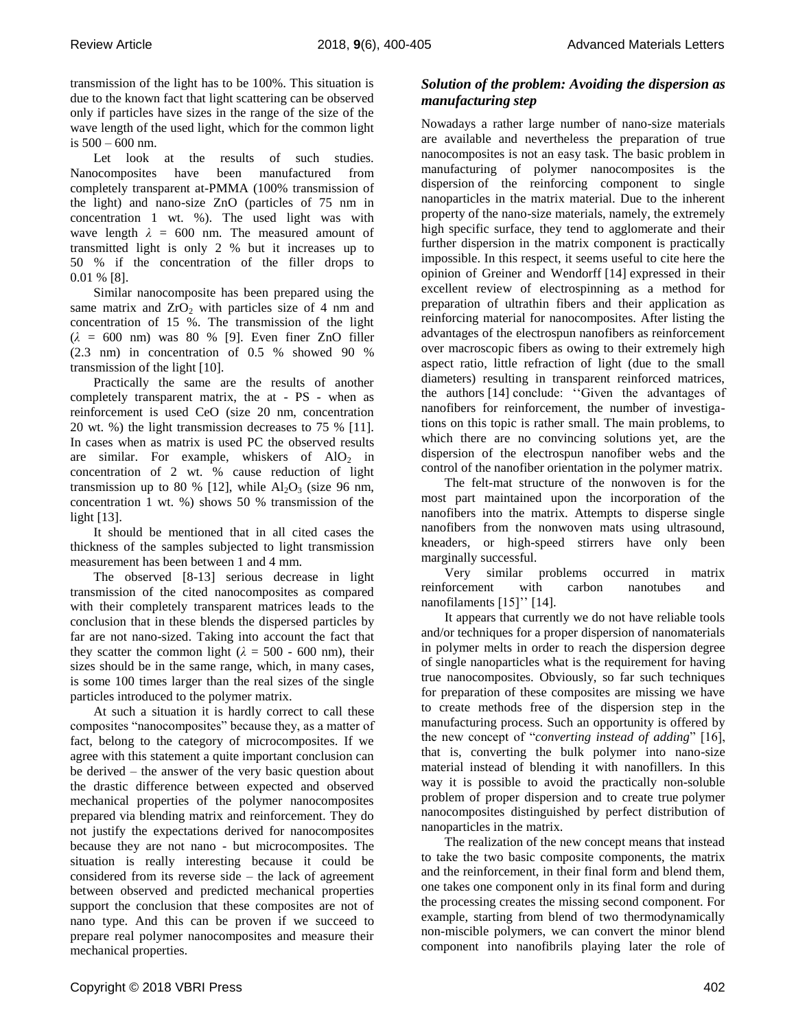transmission of the light has to be 100%. This situation is due to the known fact that light scattering can be observed only if particles have sizes in the range of the size of the wave length of the used light, which for the common light is 500 – 600 nm.

Let look at the results of such studies. Nanocomposites have been manufactured from completely transparent at-PMMA (100% transmission of the light) and nano-size ZnO (particles of 75 nm in concentration 1 wt. %). The used light was with wave length $\lambda$ = 600 nm. The measured amount of transmitted light is only 2 % but it increases up to 50 % if the concentration of the filler drops to 0.01 % [8].

Similar nanocomposite has been prepared using the same matrix and $ZrO_2$ with particles size of 4 nm and concentration of 15 %. The transmission of the light ($\lambda$ = 600 nm) was 80 % [9]. Even finer ZnO filler (2.3 nm) in concentration of 0.5 % showed 90 % transmission of the light [10].

Practically the same are the results of another completely transparent matrix, the at - PS - when as reinforcement is used CeO (size 20 nm, concentration 20 wt. %) the light transmission decreases to 75 % [11]. In cases when as matrix is used PC the observed results are similar. For example, whiskers of $AlO_2$ in concentration of 2 wt. % cause reduction of light transmission up to 80 % [12], while $Al_2O_3$ (size 96 nm, concentration 1 wt. %) shows 50 % transmission of the light [13].

It should be mentioned that in all cited cases the thickness of the samples subjected to light transmission measurement has been between 1 and 4 mm.

The observed [8-13] serious decrease in light transmission of the cited nanocomposites as compared with their completely transparent matrices leads to the conclusion that in these blends the dispersed particles by far are not nano-sized. Taking into account the fact that they scatter the common light ($\lambda$ = 500 - 600 nm), their sizes should be in the same range, which, in many cases, is some 100 times larger than the real sizes of the single particles introduced to the polymer matrix.

At such a situation it is hardly correct to call these composites "nanocomposites" because they, as a matter of fact, belong to the category of microcomposites. If we agree with this statement a quite important conclusion can be derived – the answer of the very basic question about the drastic difference between expected and observed mechanical properties of the polymer nanocomposites prepared via blending matrix and reinforcement. They do not justify the expectations derived for nanocomposites because they are not nano - but microcomposites. The situation is really interesting because it could be considered from its reverse side – the lack of agreement between observed and predicted mechanical properties support the conclusion that these composites are not of nano type. And this can be proven if we succeed to prepare real polymer nanocomposites and measure their mechanical properties.

### *Solution of the problem: Avoiding the dispersion as manufacturing step*

Nowadays a rather large number of nano-size materials are available and nevertheless the preparation of true nanocomposites is not an easy task. The basic problem in manufacturing of polymer nanocomposites is the dispersion of the reinforcing component to single nanoparticles in the matrix material. Due to the inherent property of the nano-size materials, namely, the extremely high specific surface, they tend to agglomerate and their further dispersion in the matrix component is practically impossible. In this respect, it seems useful to cite here the opinion of Greiner and Wendorff [14] expressed in their excellent review of electrospinning as a method for preparation of ultrathin fibers and their application as reinforcing material for nanocomposites. After listing the advantages of the electrospun nanofibers as reinforcement over macroscopic fibers as owing to their extremely high aspect ratio, little refraction of light (due to the small diameters) resulting in transparent reinforced matrices, the authors [14] conclude: ''Given the advantages of nanofibers for reinforcement, the number of investigations on this topic is rather small. The main problems, to which there are no convincing solutions yet, are the dispersion of the electrospun nanofiber webs and the control of the nanofiber orientation in the polymer matrix.

The felt-mat structure of the nonwoven is for the most part maintained upon the incorporation of the nanofibers into the matrix. Attempts to disperse single nanofibers from the nonwoven mats using ultrasound, kneaders, or high-speed stirrers have only been marginally successful.

Very similar problems occurred in matrix reinforcement with carbon nanotubes and nanofilaments [15]'' [14].

It appears that currently we do not have reliable tools and/or techniques for a proper dispersion of nanomaterials in polymer melts in order to reach the dispersion degree of single nanoparticles what is the requirement for having true nanocomposites. Obviously, so far such techniques for preparation of these composites are missing we have to create methods free of the dispersion step in the manufacturing process. Such an opportunity is offered by the new concept of "*converting instead of adding*" [16], that is, converting the bulk polymer into nano-size material instead of blending it with nanofillers. In this way it is possible to avoid the practically non-soluble problem of proper dispersion and to create true polymer nanocomposites distinguished by perfect distribution of nanoparticles in the matrix.

The realization of the new concept means that instead to take the two basic composite components, the matrix and the reinforcement, in their final form and blend them, one takes one component only in its final form and during the processing creates the missing second component. For example, starting from blend of two thermodynamically non-miscible polymers, we can convert the minor blend component into nanofibrils playing later the role of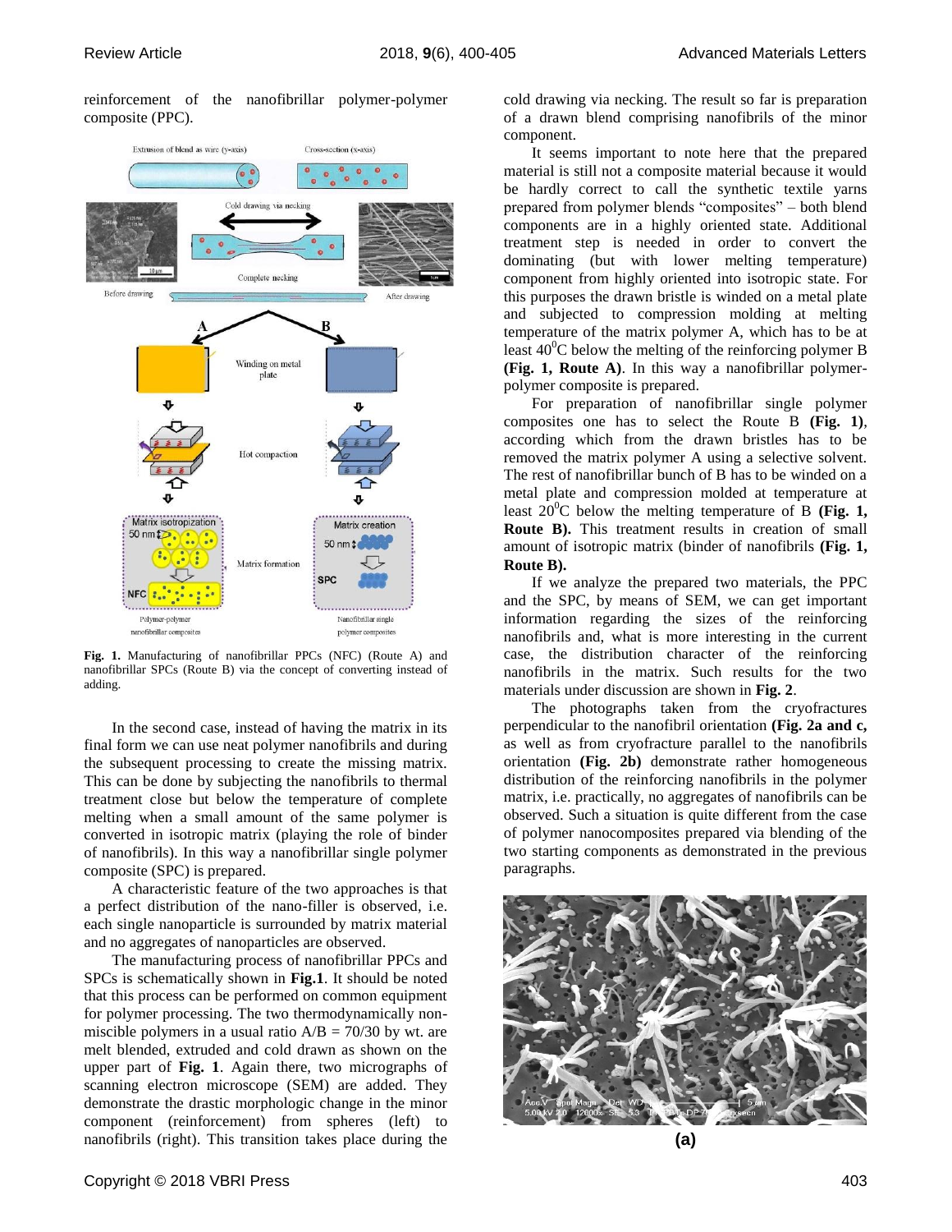reinforcement of the nanofibrillar polymer-polymer composite (PPC).

Fig. 1. Manufacturing of nanofibrillar PPCs (NFC) (Route A) and nanofibrillar SPCs (Route B) via the concept of converting instead of adding.

In the second case, instead of having the matrix in its final form we can use neat polymer nanofibrils and during the subsequent processing to create the missing matrix. This can be done by subjecting the nanofibrils to thermal treatment close but below the temperature of complete melting when a small amount of the same polymer is converted in isotropic matrix (playing the role of binder of nanofibrils). In this way a nanofibrillar single polymer composite (SPC) is prepared.

A characteristic feature of the two approaches is that a perfect distribution of the nano-filler is observed, i.e. each single nanoparticle is surrounded by matrix material and no aggregates of nanoparticles are observed.

The manufacturing process of nanofibrillar PPCs and SPCs is schematically shown in **Fig.1**. It should be noted that this process can be performed on common equipment for polymer processing. The two thermodynamically non-miscible polymers in a usual ratio A/B = 70/30 by wt. are melt blended, extruded and cold drawn as shown on the upper part of **Fig. 1**. Again there, two micrographs of scanning electron microscope (SEM) are added. They demonstrate the drastic morphologic change in the minor component (reinforcement) from spheres (left) to nanofibrils (right). This transition takes place during the cold drawing via necking. The result so far is preparation of a drawn blend comprising nanofibrils of the minor component.

It seems important to note here that the prepared material is still not a composite material because it would be hardly correct to call the synthetic textile yarns prepared from polymer blends "composites" – both blend components are in a highly oriented state. Additional treatment step is needed in order to convert the dominating (but with lower melting temperature) component from highly oriented into isotropic state. For this purposes the drawn bristle is winded on a metal plate and subjected to compression molding at melting temperature of the matrix polymer A, which has to be at least $40^0$C below the melting of the reinforcing polymer B **(Fig. 1, Route A)**. In this way a nanofibrillar polymer-polymer composite is prepared.

For preparation of nanofibrillar single polymer composites one has to select the Route B **(Fig. 1)**, according which from the drawn bristles has to be removed the matrix polymer A using a selective solvent. The rest of nanofibrillar bunch of B has to be winded on a metal plate and compression molded at temperature at least $20^0$C below the melting temperature of B **(Fig. 1, Route B).** This treatment results in creation of small amount of isotropic matrix (binder of nanofibrils **(Fig. 1, Route B).**

If we analyze the prepared two materials, the PPC and the SPC, by means of SEM, we can get important information regarding the sizes of the reinforcing nanofibrils and, what is more interesting in the current case, the distribution character of the reinforcing nanofibrils in the matrix. Such results for the two materials under discussion are shown in **Fig. 2**.

The photographs taken from the cryofractures perpendicular to the nanofibril orientation **(Fig. 2a and c,** as well as from cryofracture parallel to the nanofibrils orientation **(Fig. 2b)** demonstrate rather homogeneous distribution of the reinforcing nanofibrils in the polymer matrix, i.e. practically, no aggregates of nanofibrils can be observed. Such a situation is quite different from the case of polymer nanocomposites prepared via blending of the two starting components as demonstrated in the previous paragraphs.

**(a)**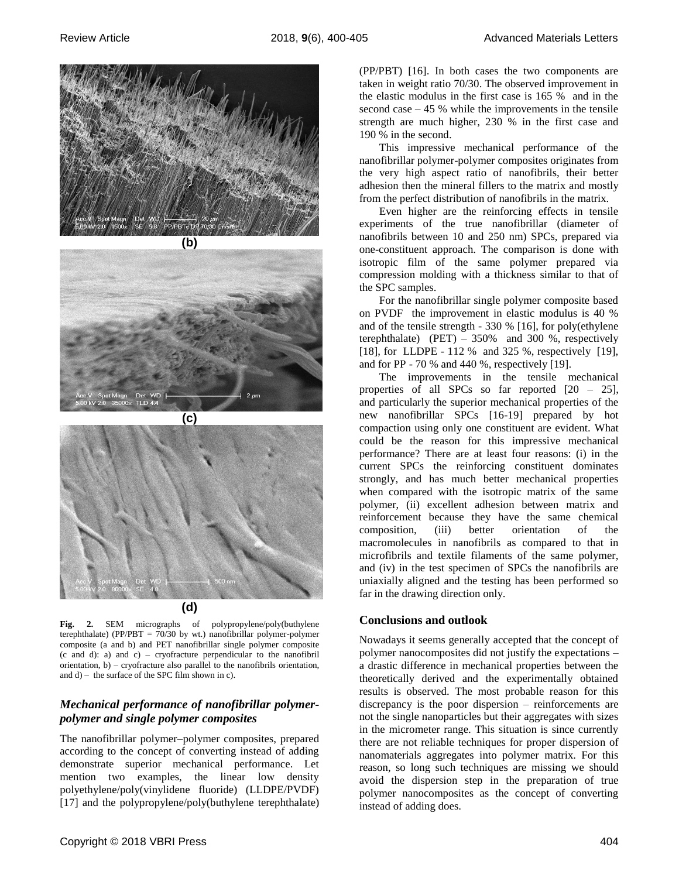(b)

(c)

(d)

**Fig. 2.** SEM micrographs of polypropylene/poly(buthylene terephthalate) (PP/PBT = 70/30 by wt.) nanofibrillar polymer-polymer composite (a and b) and PET nanofibrillar single polymer composite (c and d): a) and c) – cryofracture perpendicular to the nanofibril orientation, b) – cryofracture also parallel to the nanofibrils orientation, and d) – the surface of the SPC film shown in c).

### *Mechanical performance of nanofibrillar polymer-polymer and single polymer composites*

The nanofibrillar polymer–polymer composites, prepared according to the concept of converting instead of adding demonstrate superior mechanical performance. Let mention two examples, the linear low density polyethylene/poly(vinylidene fluoride) (LLDPE/PVDF) [17] and the polypropylene/poly(buthylene terephthalate) (PP/PBT) [16]. In both cases the two components are taken in weight ratio 70/30. The observed improvement in the elastic modulus in the first case is 165 % and in the second case – 45 % while the improvements in the tensile strength are much higher, 230 % in the first case and 190 % in the second.

This impressive mechanical performance of the nanofibrillar polymer-polymer composites originates from the very high aspect ratio of nanofibrils, their better adhesion then the mineral fillers to the matrix and mostly from the perfect distribution of nanofibrils in the matrix.

Even higher are the reinforcing effects in tensile experiments of the true nanofibrillar (diameter of nanofibrils between 10 and 250 nm) SPCs, prepared via one-constituent approach. The comparison is done with isotropic film of the same polymer prepared via compression molding with a thickness similar to that of the SPC samples.

For the nanofibrillar single polymer composite based on PVDF the improvement in elastic modulus is 40 % and of the tensile strength - 330 % [16], for poly(ethylene terephthalate) (PET) – 350% and 300 %, respectively [18], for LLDPE - 112 % and 325 %, respectively [19], and for PP - 70 % and 440 %, respectively [19].

The improvements in the tensile mechanical properties of all SPCs so far reported [20 – 25], and particularly the superior mechanical properties of the new nanofibrillar SPCs [16-19] prepared by hot compaction using only one constituent are evident. What could be the reason for this impressive mechanical performance? There are at least four reasons: (i) in the current SPCs the reinforcing constituent dominates strongly, and has much better mechanical properties when compared with the isotropic matrix of the same polymer, (ii) excellent adhesion between matrix and reinforcement because they have the same chemical composition, (iii) better orientation of the macromolecules in nanofibrils as compared to that in microfibrils and textile filaments of the same polymer, and (iv) in the test specimen of SPCs the nanofibrils are uniaxially aligned and the testing has been performed so far in the drawing direction only.

## Conclusions and outlook

Nowadays it seems generally accepted that the concept of polymer nanocomposites did not justify the expectations – a drastic difference in mechanical properties between the theoretically derived and the experimentally obtained results is observed. The most probable reason for this discrepancy is the poor dispersion – reinforcements are not the single nanoparticles but their aggregates with sizes in the micrometer range. This situation is since currently there are not reliable techniques for proper dispersion of nanomaterials aggregates into polymer matrix. For this reason, so long such techniques are missing we should avoid the dispersion step in the preparation of true polymer nanocomposites as the concept of converting instead of adding does.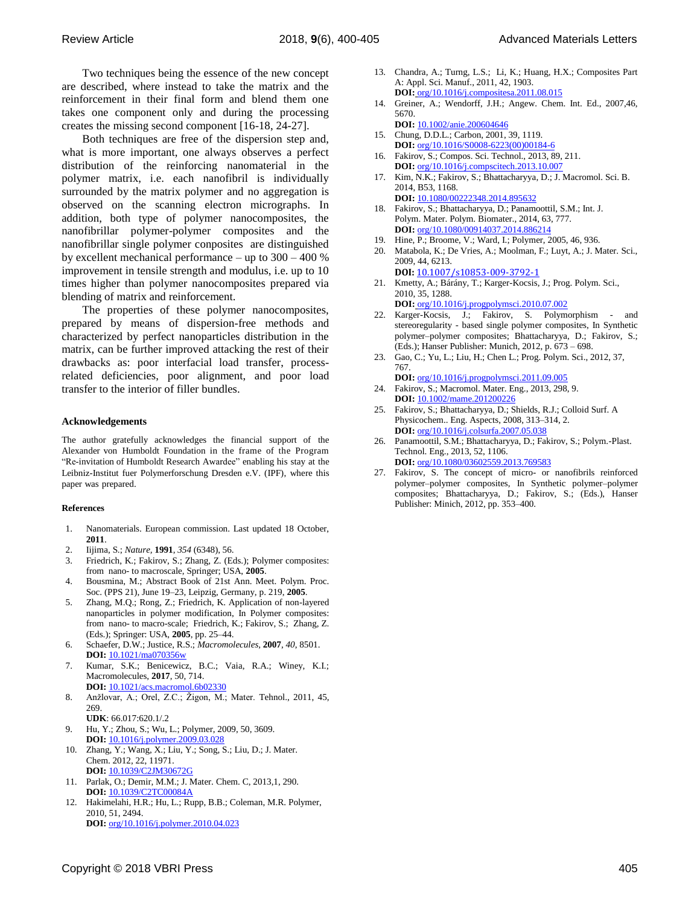Two techniques being the essence of the new concept are described, where instead to take the matrix and the reinforcement in their final form and blend them one takes one component only and during the processing creates the missing second component [16-18, 24-27].

Both techniques are free of the dispersion step and, what is more important, one always observes a perfect distribution of the reinforcing nanomaterial in the polymer matrix, i.e. each nanofibril is individually surrounded by the matrix polymer and no aggregation is observed on the scanning electron micrographs. In addition, both type of polymer nanocomposites, the nanofibrillar polymer-polymer composites and the nanofibrillar single polymer conposites are distinguished by excellent mechanical performance – up to 300 – 400 % improvement in tensile strength and modulus, i.e. up to 10 times higher than polymer nanocomposites prepared via blending of matrix and reinforcement.

The properties of these polymer nanocomposites, prepared by means of dispersion-free methods and characterized by perfect nanoparticles distribution in the matrix, can be further improved attacking the rest of their drawbacks as: poor interfacial load transfer, process-related deficiencies, poor alignment, and poor load transfer to the interior of filler bundles.

### Acknowledgements

The author gratefully acknowledges the financial support of the Alexander von Humboldt Foundation in the frame of the Program "Re-invitation of Humboldt Research Awardee" enabling his stay at the Leibniz-Institut fuer Polymerforschung Dresden e.V. (IPF), where this paper was prepared.

### References

1. Nanomaterials. European commission. Last updated 18 October, **2011**.
2. Iijima, S.; *Nature*, **1991**, *354* (6348), 56.
3. Friedrich, K.; Fakirov, S.; Zhang, Z. (Eds.); Polymer composites: from nano- to macroscale, Springer; USA, **2005**.
4. Bousmina, M.; Abstract Book of 21st Ann. Meet. Polym. Proc. Soc. (PPS 21), June 19–23, Leipzig, Germany, p. 219, **2005**.
5. Zhang, M.Q.; Rong, Z.; Friedrich, K. Application of non-layered nanoparticles in polymer modification, In Polymer composites: from nano- to macro-scale; Friedrich, K.; Fakirov, S.; Zhang, Z. (Eds.); Springer: USA, **2005**, pp. 25–44.
6. Schaefer, D.W.; Justice, R.S.; *Macromolecules*, **2007**, *40*, 8501. **DOI:** 10.1021/ma070356w
7. Kumar, S.K.; Benicewicz, B.C.; Vaia, R.A.; Winey, K.I.; Macromolecules, **2017**, 50, 714. **DOI:** 10.1021/acs.macromol.6b02330
8. Anžlovar, A.; Orel, Z.C.; Žigon, M.; Mater. Tehnol., 2011, 45, 269. **UDK**: 66.017:620.1/.2
9. Hu, Y.; Zhou, S.; Wu, L.; Polymer, 2009, 50, 3609. **DOI:** 10.1016/j.polymer.2009.03.028
10. Zhang, Y.; Wang, X.; Liu, Y.; Song, S.; Liu, D.; J. Mater. Chem. 2012, 22, 11971. **DOI:** 10.1039/C2JM30672G
11. Parlak, O.; Demir, M.M.; J. Mater. Chem. C, 2013,1, 290. **DOI:** 10.1039/C2TC00084A
12. Hakimelahi, H.R.; Hu, L.; Rupp, B.B.; Coleman, M.R. Polymer, 2010, 51, 2494. **DOI:** org/10.1016/j.polymer.2010.04.023
13. Chandra, A.; Turng, L.S.; Li, K.; Huang, H.X.; Composites Part A: Appl. Sci. Manuf., 2011, 42, 1903. **DOI:** org/10.1016/j.compositesa.2011.08.015
14. Greiner, A.; Wendorff, J.H.; Angew. Chem. Int. Ed., 2007,46, 5670. **DOI:** 10.1002/anie.200604646
15. Chung, D.D.L.; Carbon, 2001, 39, 1119. **DOI:** org/10.1016/S0008-6223(00)00184-6
16. Fakirov, S.; Compos. Sci. Technol., 2013, 89, 211. **DOI:** org/10.1016/j.compscitech.2013.10.007
17. Kim, N.K.; Fakirov, S.; Bhattacharyya, D.; J. Macromol. Sci. B. 2014, B53, 1168. **DOI:** 10.1080/00222348.2014.895632
18. Fakirov, S.; Bhattacharyya, D.; Panamoottil, S.M.; Int. J. Polym. Mater. Polym. Biomater., 2014, 63, 777. **DOI:** org/10.1080/00914037.2014.886214
19. Hine, P.; Broome, V.; Ward, I.; Polymer, 2005, 46, 936.
20. Matabola, K.; De Vries, A.; Moolman, F.; Luyt, A.; J. Mater. Sci., 2009, 44, 6213. **DOI:** 10.1007/s10853-009-3792-1
21. Kmetty, A.; Bárány, T.; Karger-Kocsis, J.; Prog. Polym. Sci., 2010, 35, 1288. **DOI:** org/10.1016/j.progpolymsci.2010.07.002
22. Karger-Kocsis, J.; Fakirov, S. Polymorphism - and stereoregularity - based single polymer composites, In Synthetic polymer–polymer composites; Bhattacharyya, D.; Fakirov, S.; (Eds.); Hanser Publisher: Munich, 2012, p. 673 – 698.
23. Gao, C.; Yu, L.; Liu, H.; Chen L.; Prog. Polym. Sci., 2012, 37, 767. **DOI:** org/10.1016/j.progpolymsci.2011.09.005
24. Fakirov, S.; Macromol. Mater. Eng., 2013, 298, 9. **DOI:** 10.1002/mame.201200226
25. Fakirov, S.; Bhattacharyya, D.; Shields, R.J.; Colloid Surf. A Physicochem.. Eng. Aspects, 2008, 313–314, 2. **DOI:** org/10.1016/j.colsurfa.2007.05.038
26. Panamoottil, S.M.; Bhattacharyya, D.; Fakirov, S.; Polym.-Plast. Technol. Eng., 2013, 52, 1106. **DOI:** org/10.1080/03602559.2013.769583
27. Fakirov, S. The concept of micro- or nanofibrils reinforced polymer–polymer composites, In Synthetic polymer–polymer composites; Bhattacharyya, D.; Fakirov, S.; (Eds.), Hanser Publisher: Minich, 2012, pp. 353–400.